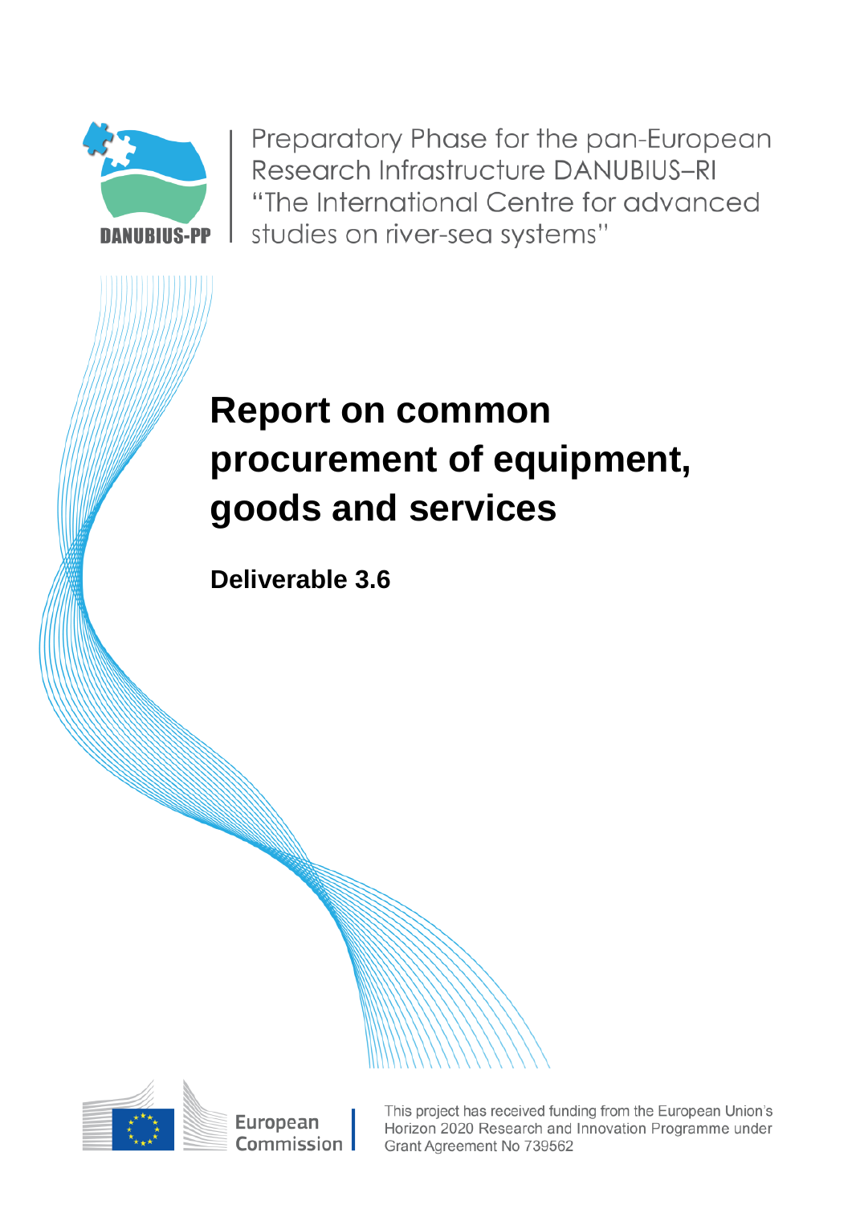DANUBIUS-PP

Preparatory Phase for the pan-European Research Infrastructure DANUBIUS–RI "The International Centre for advanced studies on river-sea systems"

# Report on common procurement of equipment, goods and services

**Deliverable 3.6**

European Commission

This project has received funding from the European Union's Horizon 2020 Research and Innovation Programme under Grant Agreement No 739562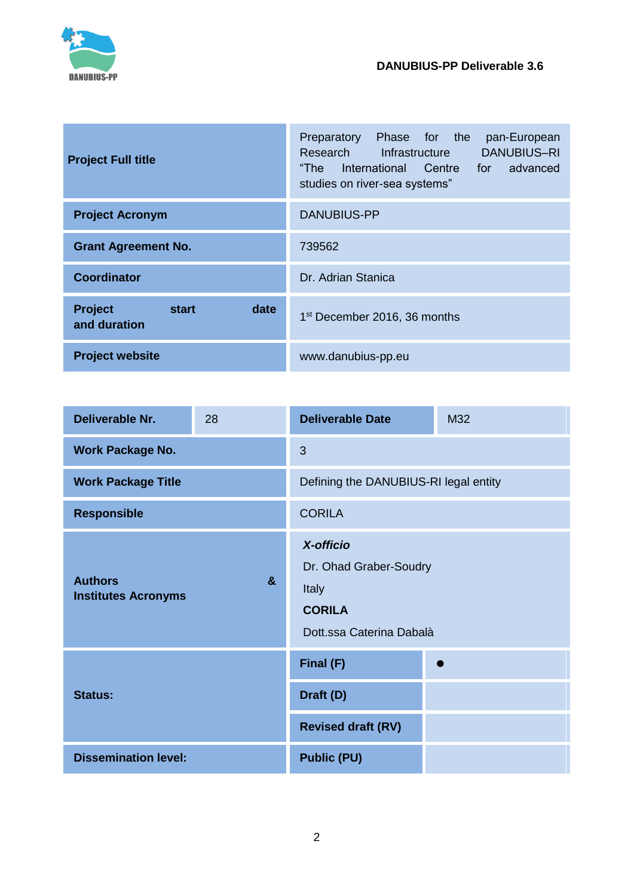| | |
|---|---|
| **Project Full title** | Preparatory Phase for the pan-European Research Infrastructure DANUBIUS–RI "The International Centre for advanced studies on river-sea systems" |
| **Project Acronym** | DANUBIUS-PP |
| **Grant Agreement No.** | 739562 |
| **Coordinator** | Dr. Adrian Stanica |
| **Project start date and duration** | 1st December 2016, 36 months |
| **Project website** | www.danubius-pp.eu |

| | | | |
|---|---|---|---|
| **Deliverable Nr.** | 28 | **Deliverable Date** | M32 |
| **Work Package No.** | | 3 | |
| **Work Package Title** | | Defining the DANUBIUS-RI legal entity | |
| **Responsible** | | CORILA | |
| **Authors & Institutes Acronyms** | | ***X-officio*** <br> Dr. Ohad Graber-Soudry <br> Italy <br> **CORILA** <br> Dott.ssa Caterina Dabalà | |
| **Status:** | | **Final (F)** | ● |
| | | **Draft (D)** | |
| | | **Revised draft (RV)** | |
| **Dissemination level:** | | **Public (PU)** | |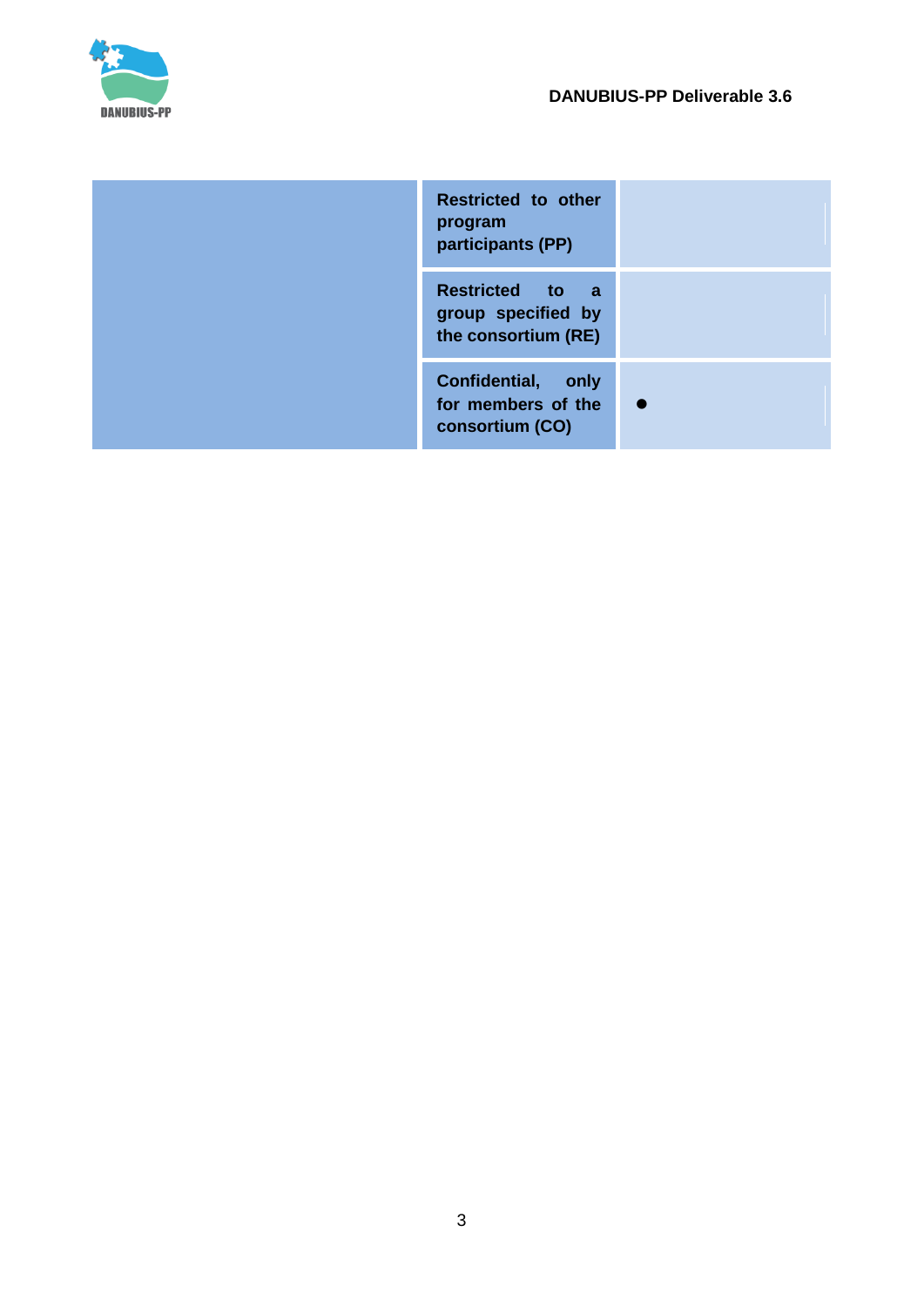| | | |
|---|---|---|
| | **Restricted to other program participants (PP)** | |
| | **Restricted to a group specified by the consortium (RE)** | |
| | **Confidential, only for members of the consortium (CO)** | ● |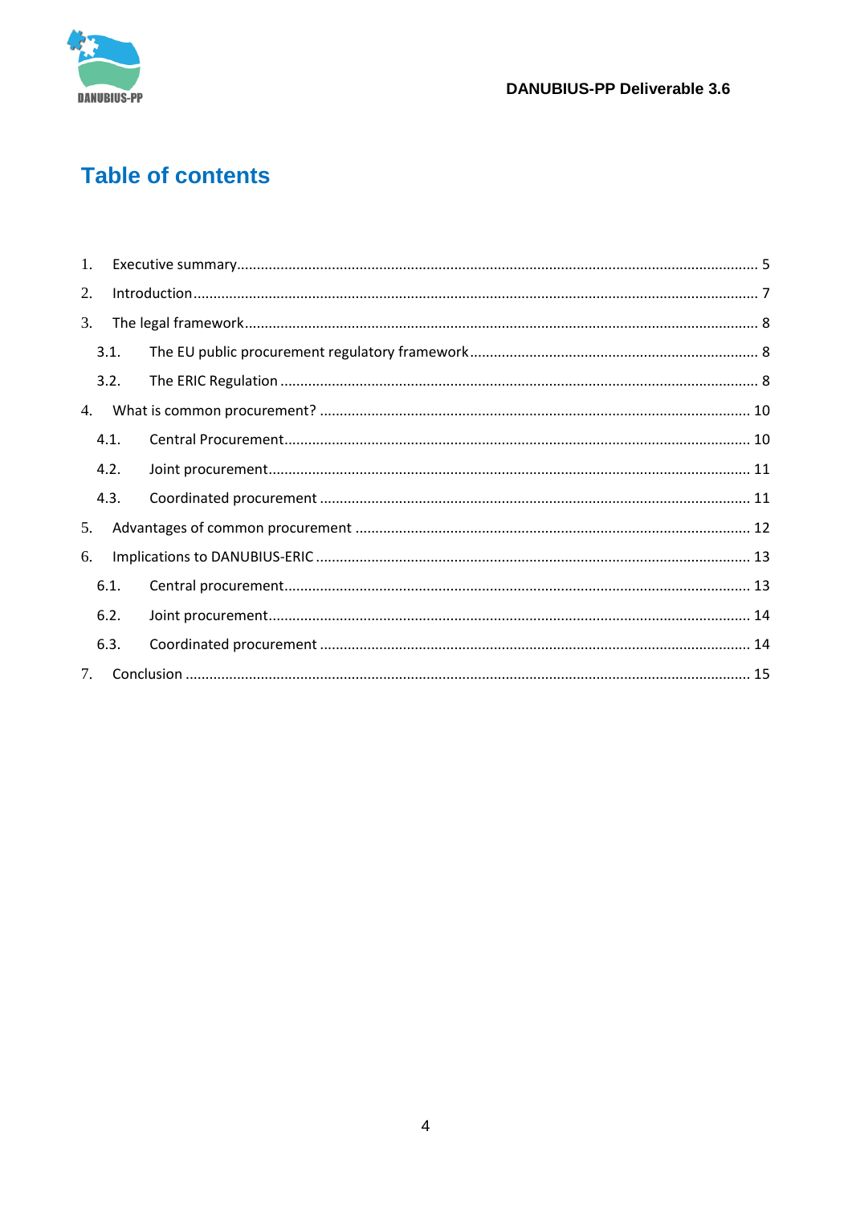# Table of contents

1. Executive summary ..... 5
2. Introduction ..... 7
3. The legal framework ..... 8
   - 3.1. The EU public procurement regulatory framework ..... 8
   - 3.2. The ERIC Regulation ..... 8
4. What is common procurement? ..... 10
   - 4.1. Central Procurement ..... 10
   - 4.2. Joint procurement ..... 11
   - 4.3. Coordinated procurement ..... 11
5. Advantages of common procurement ..... 12
6. Implications to DANUBIUS-ERIC ..... 13
   - 6.1. Central procurement ..... 13
   - 6.2. Joint procurement ..... 14
   - 6.3. Coordinated procurement ..... 14
7. Conclusion ..... 15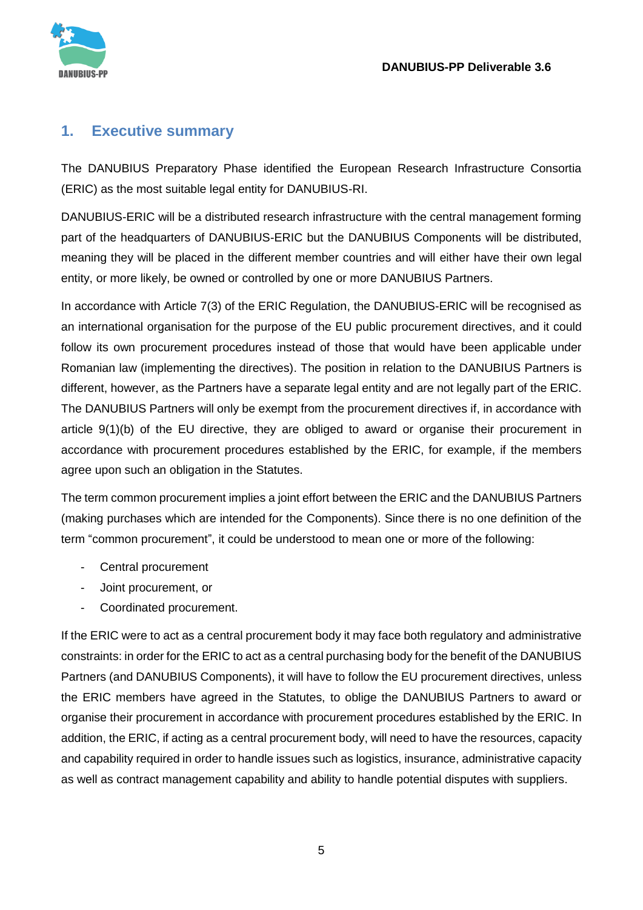## 1. Executive summary

The DANUBIUS Preparatory Phase identified the European Research Infrastructure Consortia (ERIC) as the most suitable legal entity for DANUBIUS-RI.

DANUBIUS-ERIC will be a distributed research infrastructure with the central management forming part of the headquarters of DANUBIUS-ERIC but the DANUBIUS Components will be distributed, meaning they will be placed in the different member countries and will either have their own legal entity, or more likely, be owned or controlled by one or more DANUBIUS Partners.

In accordance with Article 7(3) of the ERIC Regulation, the DANUBIUS-ERIC will be recognised as an international organisation for the purpose of the EU public procurement directives, and it could follow its own procurement procedures instead of those that would have been applicable under Romanian law (implementing the directives). The position in relation to the DANUBIUS Partners is different, however, as the Partners have a separate legal entity and are not legally part of the ERIC. The DANUBIUS Partners will only be exempt from the procurement directives if, in accordance with article 9(1)(b) of the EU directive, they are obliged to award or organise their procurement in accordance with procurement procedures established by the ERIC, for example, if the members agree upon such an obligation in the Statutes.

The term common procurement implies a joint effort between the ERIC and the DANUBIUS Partners (making purchases which are intended for the Components). Since there is no one definition of the term "common procurement", it could be understood to mean one or more of the following:

- Central procurement
- Joint procurement, or
- Coordinated procurement.

If the ERIC were to act as a central procurement body it may face both regulatory and administrative constraints: in order for the ERIC to act as a central purchasing body for the benefit of the DANUBIUS Partners (and DANUBIUS Components), it will have to follow the EU procurement directives, unless the ERIC members have agreed in the Statutes, to oblige the DANUBIUS Partners to award or organise their procurement in accordance with procurement procedures established by the ERIC. In addition, the ERIC, if acting as a central procurement body, will need to have the resources, capacity and capability required in order to handle issues such as logistics, insurance, administrative capacity as well as contract management capability and ability to handle potential disputes with suppliers.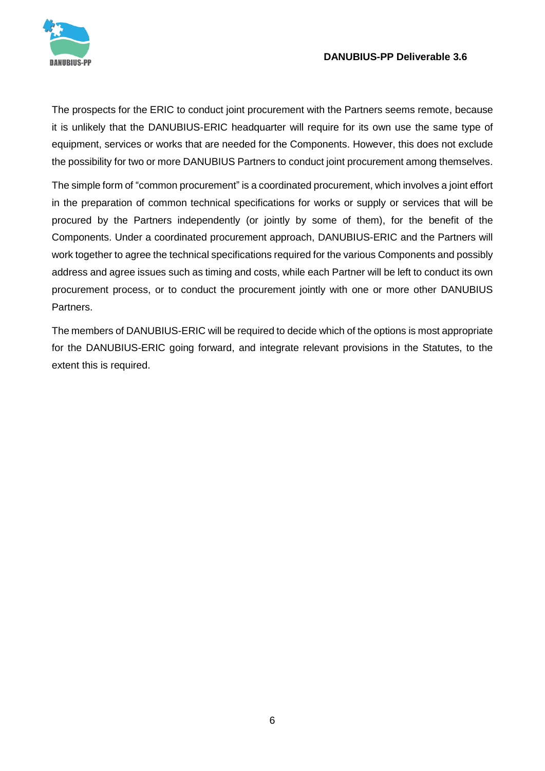The prospects for the ERIC to conduct joint procurement with the Partners seems remote, because it is unlikely that the DANUBIUS-ERIC headquarter will require for its own use the same type of equipment, services or works that are needed for the Components. However, this does not exclude the possibility for two or more DANUBIUS Partners to conduct joint procurement among themselves.

The simple form of "common procurement" is a coordinated procurement, which involves a joint effort in the preparation of common technical specifications for works or supply or services that will be procured by the Partners independently (or jointly by some of them), for the benefit of the Components. Under a coordinated procurement approach, DANUBIUS-ERIC and the Partners will work together to agree the technical specifications required for the various Components and possibly address and agree issues such as timing and costs, while each Partner will be left to conduct its own procurement process, or to conduct the procurement jointly with one or more other DANUBIUS Partners.

The members of DANUBIUS-ERIC will be required to decide which of the options is most appropriate for the DANUBIUS-ERIC going forward, and integrate relevant provisions in the Statutes, to the extent this is required.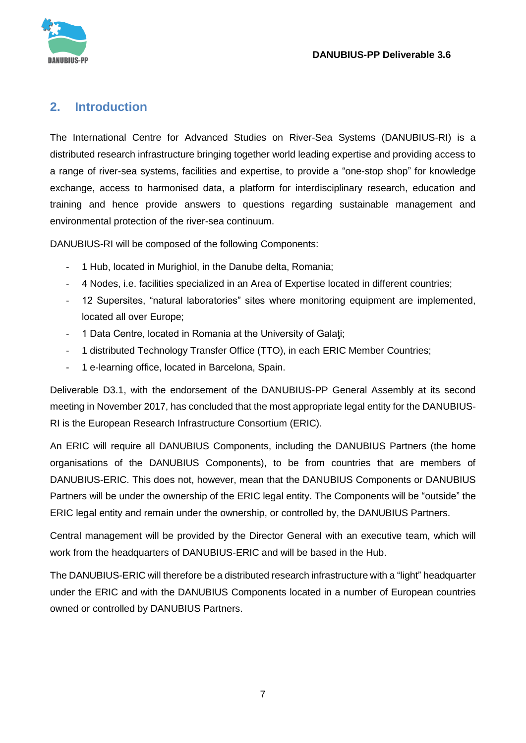## 2. Introduction

The International Centre for Advanced Studies on River-Sea Systems (DANUBIUS-RI) is a distributed research infrastructure bringing together world leading expertise and providing access to a range of river-sea systems, facilities and expertise, to provide a "one-stop shop" for knowledge exchange, access to harmonised data, a platform for interdisciplinary research, education and training and hence provide answers to questions regarding sustainable management and environmental protection of the river-sea continuum.

DANUBIUS-RI will be composed of the following Components:

- 1 Hub, located in Murighiol, in the Danube delta, Romania;
- 4 Nodes, i.e. facilities specialized in an Area of Expertise located in different countries;
- 12 Supersites, "natural laboratories" sites where monitoring equipment are implemented, located all over Europe;
- 1 Data Centre, located in Romania at the University of Galaţi;
- 1 distributed Technology Transfer Office (TTO), in each ERIC Member Countries;
- 1 e-learning office, located in Barcelona, Spain.

Deliverable D3.1, with the endorsement of the DANUBIUS-PP General Assembly at its second meeting in November 2017, has concluded that the most appropriate legal entity for the DANUBIUS-RI is the European Research Infrastructure Consortium (ERIC).

An ERIC will require all DANUBIUS Components, including the DANUBIUS Partners (the home organisations of the DANUBIUS Components), to be from countries that are members of DANUBIUS-ERIC. This does not, however, mean that the DANUBIUS Components or DANUBIUS Partners will be under the ownership of the ERIC legal entity. The Components will be "outside" the ERIC legal entity and remain under the ownership, or controlled by, the DANUBIUS Partners.

Central management will be provided by the Director General with an executive team, which will work from the headquarters of DANUBIUS-ERIC and will be based in the Hub.

The DANUBIUS-ERIC will therefore be a distributed research infrastructure with a "light" headquarter under the ERIC and with the DANUBIUS Components located in a number of European countries owned or controlled by DANUBIUS Partners.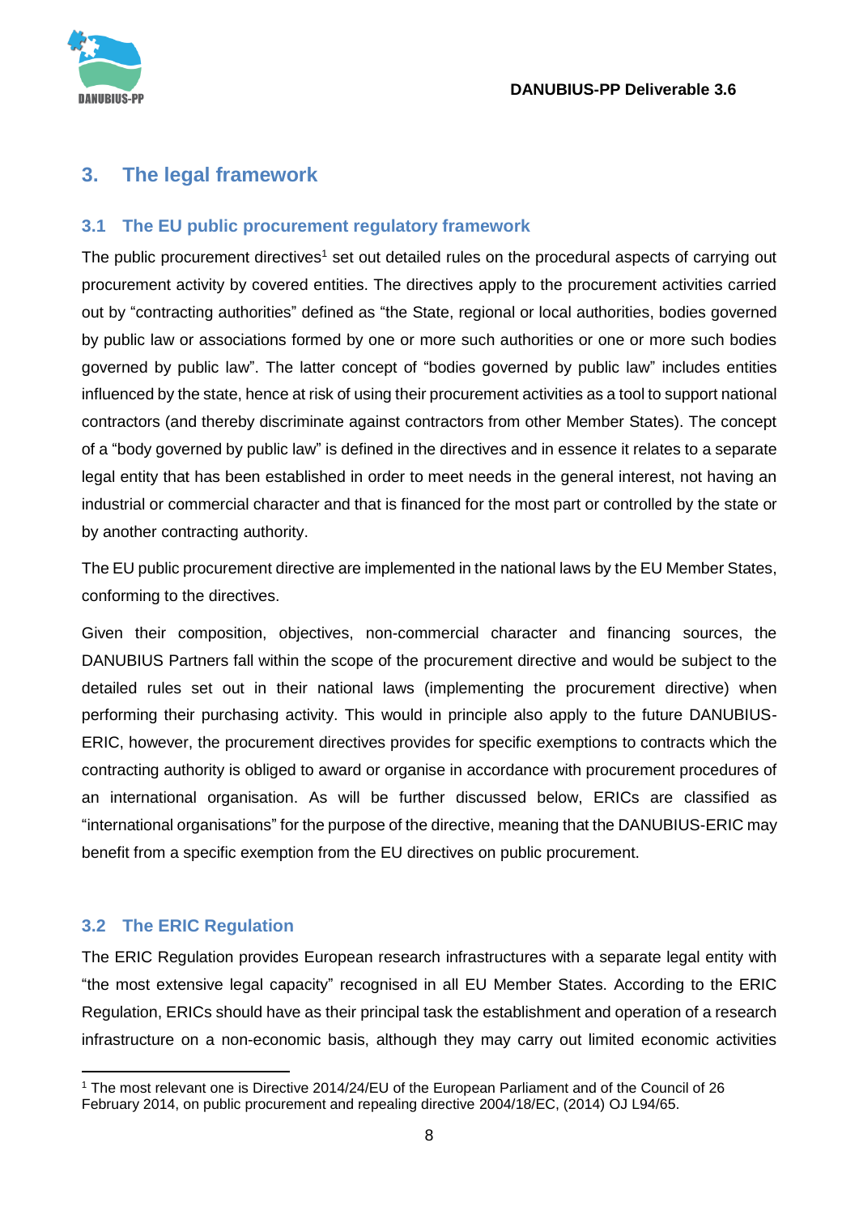## 3. The legal framework

### 3.1 The EU public procurement regulatory framework

The public procurement directives[1] set out detailed rules on the procedural aspects of carrying out procurement activity by covered entities. The directives apply to the procurement activities carried out by "contracting authorities" defined as "the State, regional or local authorities, bodies governed by public law or associations formed by one or more such authorities or one or more such bodies governed by public law". The latter concept of "bodies governed by public law" includes entities influenced by the state, hence at risk of using their procurement activities as a tool to support national contractors (and thereby discriminate against contractors from other Member States). The concept of a "body governed by public law" is defined in the directives and in essence it relates to a separate legal entity that has been established in order to meet needs in the general interest, not having an industrial or commercial character and that is financed for the most part or controlled by the state or by another contracting authority.

The EU public procurement directive are implemented in the national laws by the EU Member States, conforming to the directives.

Given their composition, objectives, non-commercial character and financing sources, the DANUBIUS Partners fall within the scope of the procurement directive and would be subject to the detailed rules set out in their national laws (implementing the procurement directive) when performing their purchasing activity. This would in principle also apply to the future DANUBIUS-ERIC, however, the procurement directives provides for specific exemptions to contracts which the contracting authority is obliged to award or organise in accordance with procurement procedures of an international organisation. As will be further discussed below, ERICs are classified as "international organisations" for the purpose of the directive, meaning that the DANUBIUS-ERIC may benefit from a specific exemption from the EU directives on public procurement.

### 3.2 The ERIC Regulation

The ERIC Regulation provides European research infrastructures with a separate legal entity with "the most extensive legal capacity" recognised in all EU Member States. According to the ERIC Regulation, ERICs should have as their principal task the establishment and operation of a research infrastructure on a non-economic basis, although they may carry out limited economic activities

[1] The most relevant one is Directive 2014/24/EU of the European Parliament and of the Council of 26 February 2014, on public procurement and repealing directive 2004/18/EC, (2014) OJ L94/65.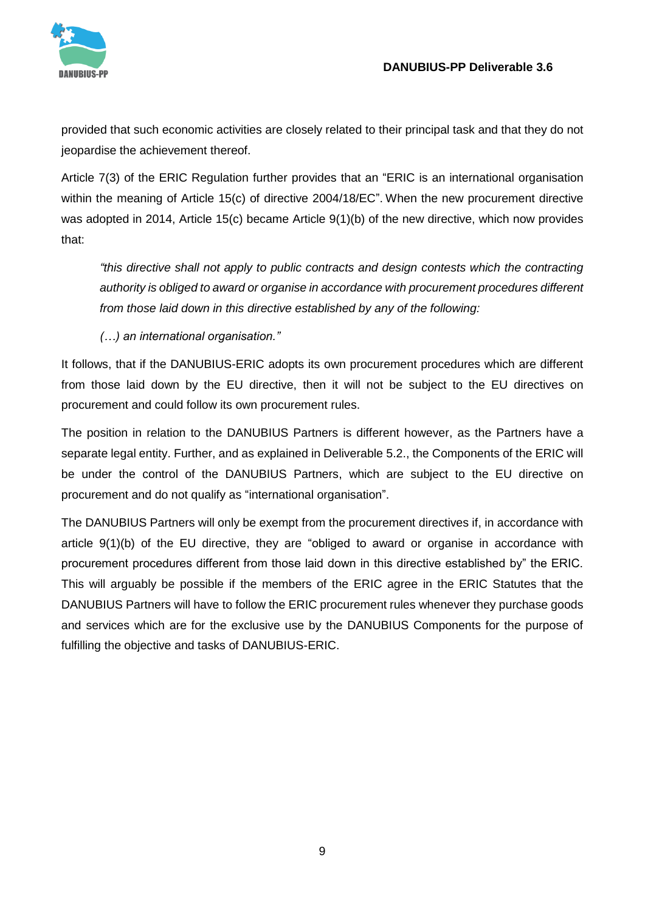provided that such economic activities are closely related to their principal task and that they do not jeopardise the achievement thereof.

Article 7(3) of the ERIC Regulation further provides that an "ERIC is an international organisation within the meaning of Article 15(c) of directive 2004/18/EC". When the new procurement directive was adopted in 2014, Article 15(c) became Article 9(1)(b) of the new directive, which now provides that:

> *"this directive shall not apply to public contracts and design contests which the contracting authority is obliged to award or organise in accordance with procurement procedures different from those laid down in this directive established by any of the following:*
>
> *(…) an international organisation."*

It follows, that if the DANUBIUS-ERIC adopts its own procurement procedures which are different from those laid down by the EU directive, then it will not be subject to the EU directives on procurement and could follow its own procurement rules.

The position in relation to the DANUBIUS Partners is different however, as the Partners have a separate legal entity. Further, and as explained in Deliverable 5.2., the Components of the ERIC will be under the control of the DANUBIUS Partners, which are subject to the EU directive on procurement and do not qualify as "international organisation".

The DANUBIUS Partners will only be exempt from the procurement directives if, in accordance with article 9(1)(b) of the EU directive, they are "obliged to award or organise in accordance with procurement procedures different from those laid down in this directive established by" the ERIC. This will arguably be possible if the members of the ERIC agree in the ERIC Statutes that the DANUBIUS Partners will have to follow the ERIC procurement rules whenever they purchase goods and services which are for the exclusive use by the DANUBIUS Components for the purpose of fulfilling the objective and tasks of DANUBIUS-ERIC.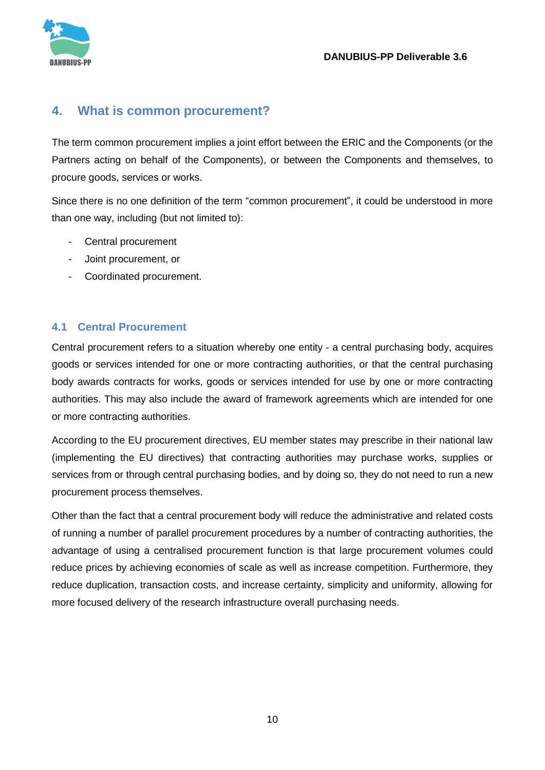## 4. What is common procurement?

The term common procurement implies a joint effort between the ERIC and the Components (or the Partners acting on behalf of the Components), or between the Components and themselves, to procure goods, services or works.

Since there is no one definition of the term “common procurement”, it could be understood in more than one way, including (but not limited to):

- Central procurement
- Joint procurement, or
- Coordinated procurement.

### 4.1 Central Procurement

Central procurement refers to a situation whereby one entity - a central purchasing body, acquires goods or services intended for one or more contracting authorities, or that the central purchasing body awards contracts for works, goods or services intended for use by one or more contracting authorities. This may also include the award of framework agreements which are intended for one or more contracting authorities.

According to the EU procurement directives, EU member states may prescribe in their national law (implementing the EU directives) that contracting authorities may purchase works, supplies or services from or through central purchasing bodies, and by doing so, they do not need to run a new procurement process themselves.

Other than the fact that a central procurement body will reduce the administrative and related costs of running a number of parallel procurement procedures by a number of contracting authorities, the advantage of using a centralised procurement function is that large procurement volumes could reduce prices by achieving economies of scale as well as increase competition. Furthermore, they reduce duplication, transaction costs, and increase certainty, simplicity and uniformity, allowing for more focused delivery of the research infrastructure overall purchasing needs.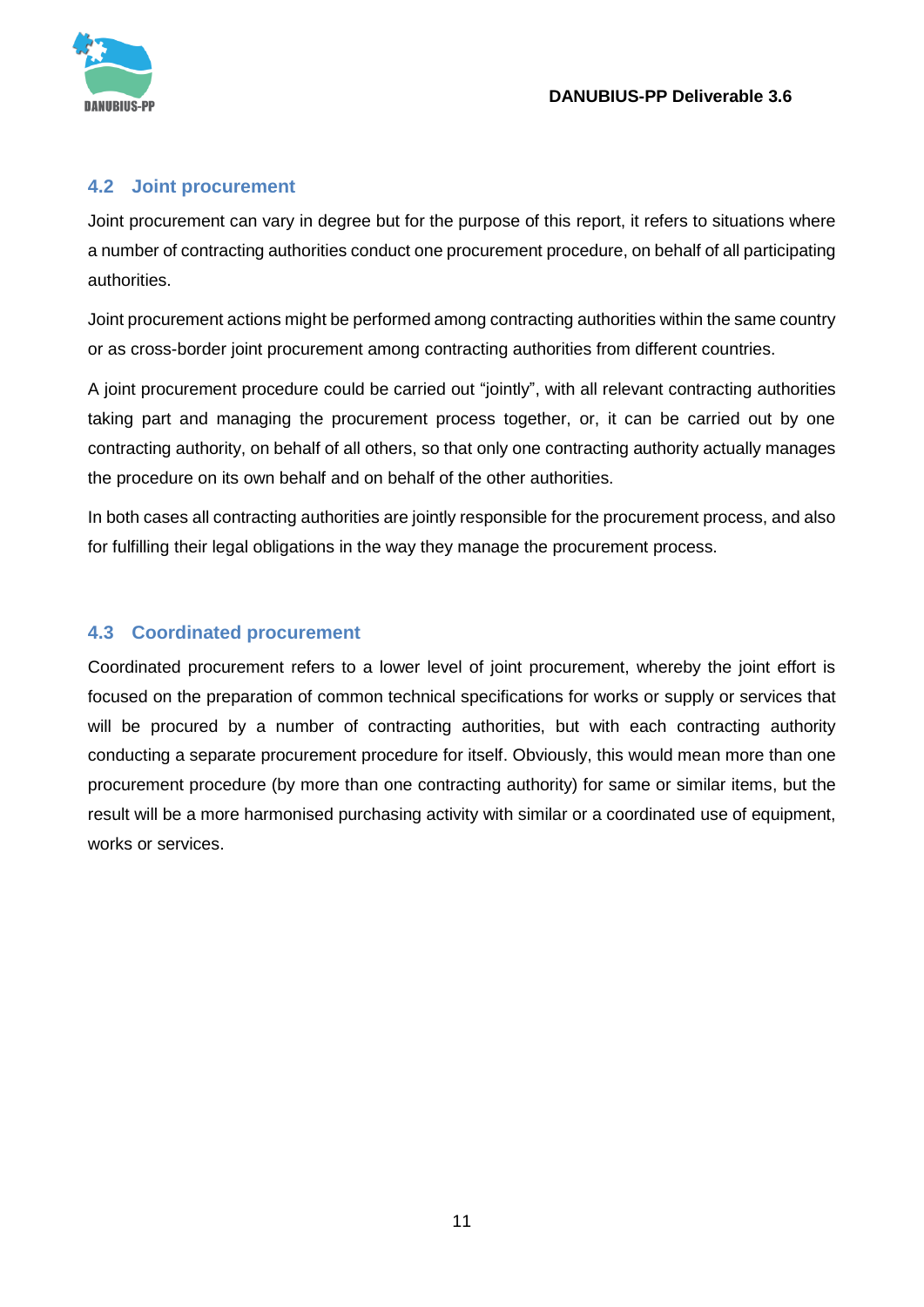## 4.2 Joint procurement

Joint procurement can vary in degree but for the purpose of this report, it refers to situations where a number of contracting authorities conduct one procurement procedure, on behalf of all participating authorities.

Joint procurement actions might be performed among contracting authorities within the same country or as cross-border joint procurement among contracting authorities from different countries.

A joint procurement procedure could be carried out "jointly", with all relevant contracting authorities taking part and managing the procurement process together, or, it can be carried out by one contracting authority, on behalf of all others, so that only one contracting authority actually manages the procedure on its own behalf and on behalf of the other authorities.

In both cases all contracting authorities are jointly responsible for the procurement process, and also for fulfilling their legal obligations in the way they manage the procurement process.

## 4.3 Coordinated procurement

Coordinated procurement refers to a lower level of joint procurement, whereby the joint effort is focused on the preparation of common technical specifications for works or supply or services that will be procured by a number of contracting authorities, but with each contracting authority conducting a separate procurement procedure for itself. Obviously, this would mean more than one procurement procedure (by more than one contracting authority) for same or similar items, but the result will be a more harmonised purchasing activity with similar or a coordinated use of equipment, works or services.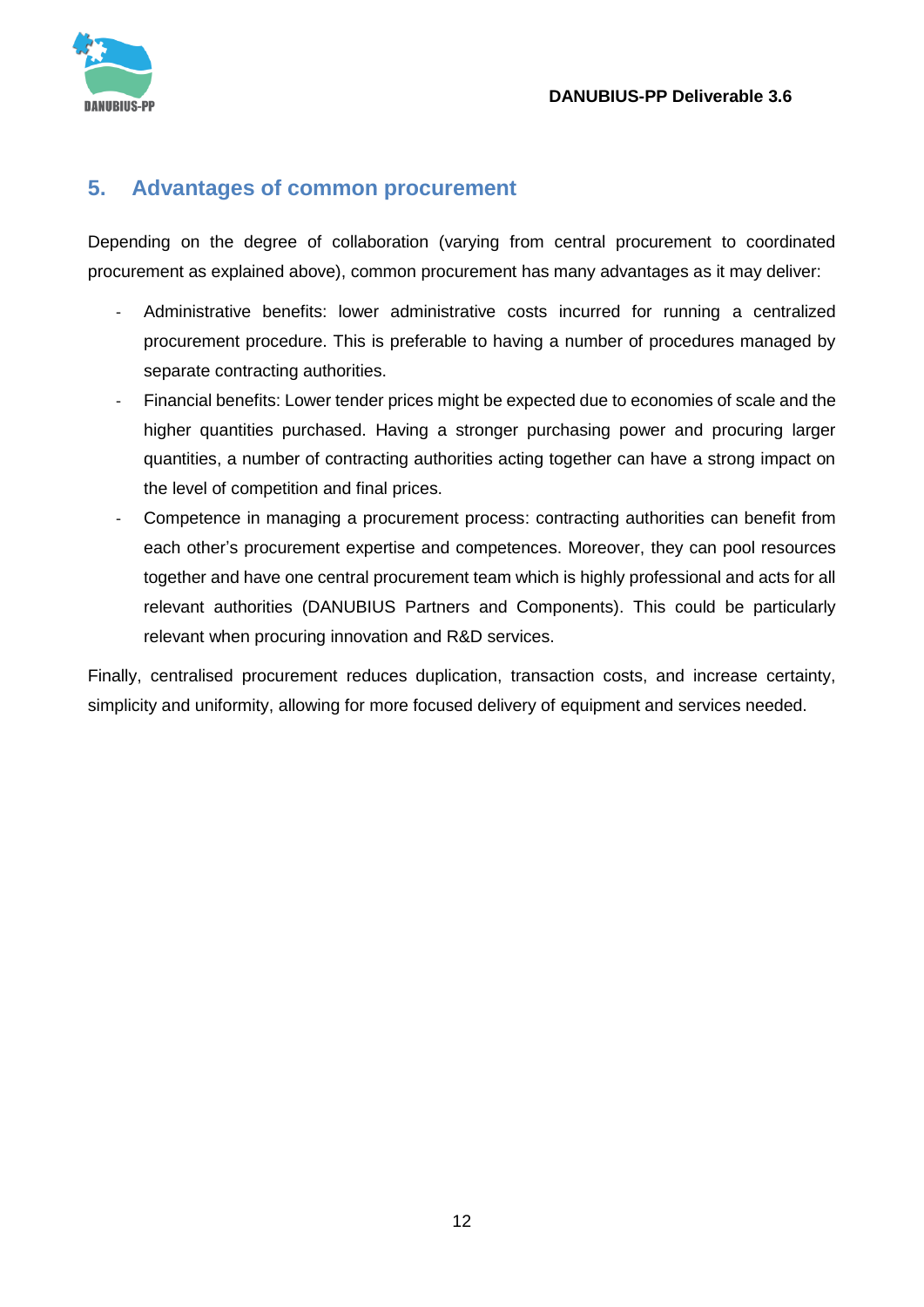## 5. Advantages of common procurement

Depending on the degree of collaboration (varying from central procurement to coordinated procurement as explained above), common procurement has many advantages as it may deliver:

- Administrative benefits: lower administrative costs incurred for running a centralized procurement procedure. This is preferable to having a number of procedures managed by separate contracting authorities.
- Financial benefits: Lower tender prices might be expected due to economies of scale and the higher quantities purchased. Having a stronger purchasing power and procuring larger quantities, a number of contracting authorities acting together can have a strong impact on the level of competition and final prices.
- Competence in managing a procurement process: contracting authorities can benefit from each other's procurement expertise and competences. Moreover, they can pool resources together and have one central procurement team which is highly professional and acts for all relevant authorities (DANUBIUS Partners and Components). This could be particularly relevant when procuring innovation and R&D services.

Finally, centralised procurement reduces duplication, transaction costs, and increase certainty, simplicity and uniformity, allowing for more focused delivery of equipment and services needed.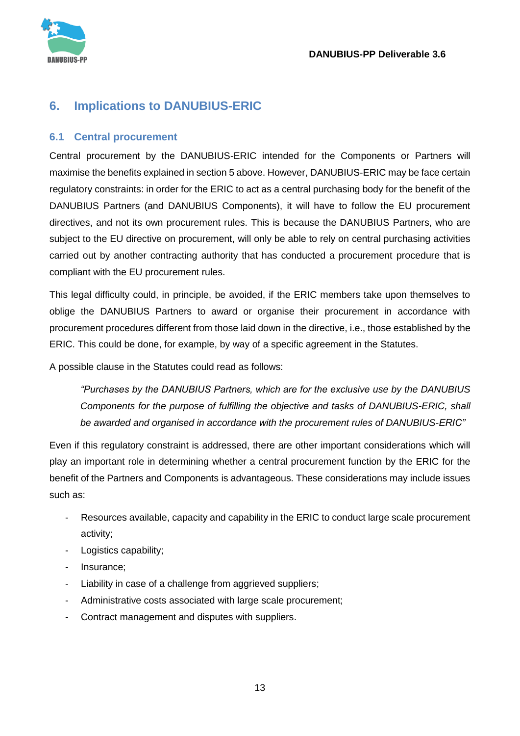## 6. Implications to DANUBIUS-ERIC

### 6.1 Central procurement

Central procurement by the DANUBIUS-ERIC intended for the Components or Partners will maximise the benefits explained in section 5 above. However, DANUBIUS-ERIC may be face certain regulatory constraints: in order for the ERIC to act as a central purchasing body for the benefit of the DANUBIUS Partners (and DANUBIUS Components), it will have to follow the EU procurement directives, and not its own procurement rules. This is because the DANUBIUS Partners, who are subject to the EU directive on procurement, will only be able to rely on central purchasing activities carried out by another contracting authority that has conducted a procurement procedure that is compliant with the EU procurement rules.

This legal difficulty could, in principle, be avoided, if the ERIC members take upon themselves to oblige the DANUBIUS Partners to award or organise their procurement in accordance with procurement procedures different from those laid down in the directive, i.e., those established by the ERIC. This could be done, for example, by way of a specific agreement in the Statutes.

A possible clause in the Statutes could read as follows:

> *"Purchases by the DANUBIUS Partners, which are for the exclusive use by the DANUBIUS Components for the purpose of fulfilling the objective and tasks of DANUBIUS-ERIC, shall be awarded and organised in accordance with the procurement rules of DANUBIUS-ERIC"*

Even if this regulatory constraint is addressed, there are other important considerations which will play an important role in determining whether a central procurement function by the ERIC for the benefit of the Partners and Components is advantageous. These considerations may include issues such as:

- Resources available, capacity and capability in the ERIC to conduct large scale procurement activity;
- Logistics capability;
- Insurance;
- Liability in case of a challenge from aggrieved suppliers;
- Administrative costs associated with large scale procurement;
- Contract management and disputes with suppliers.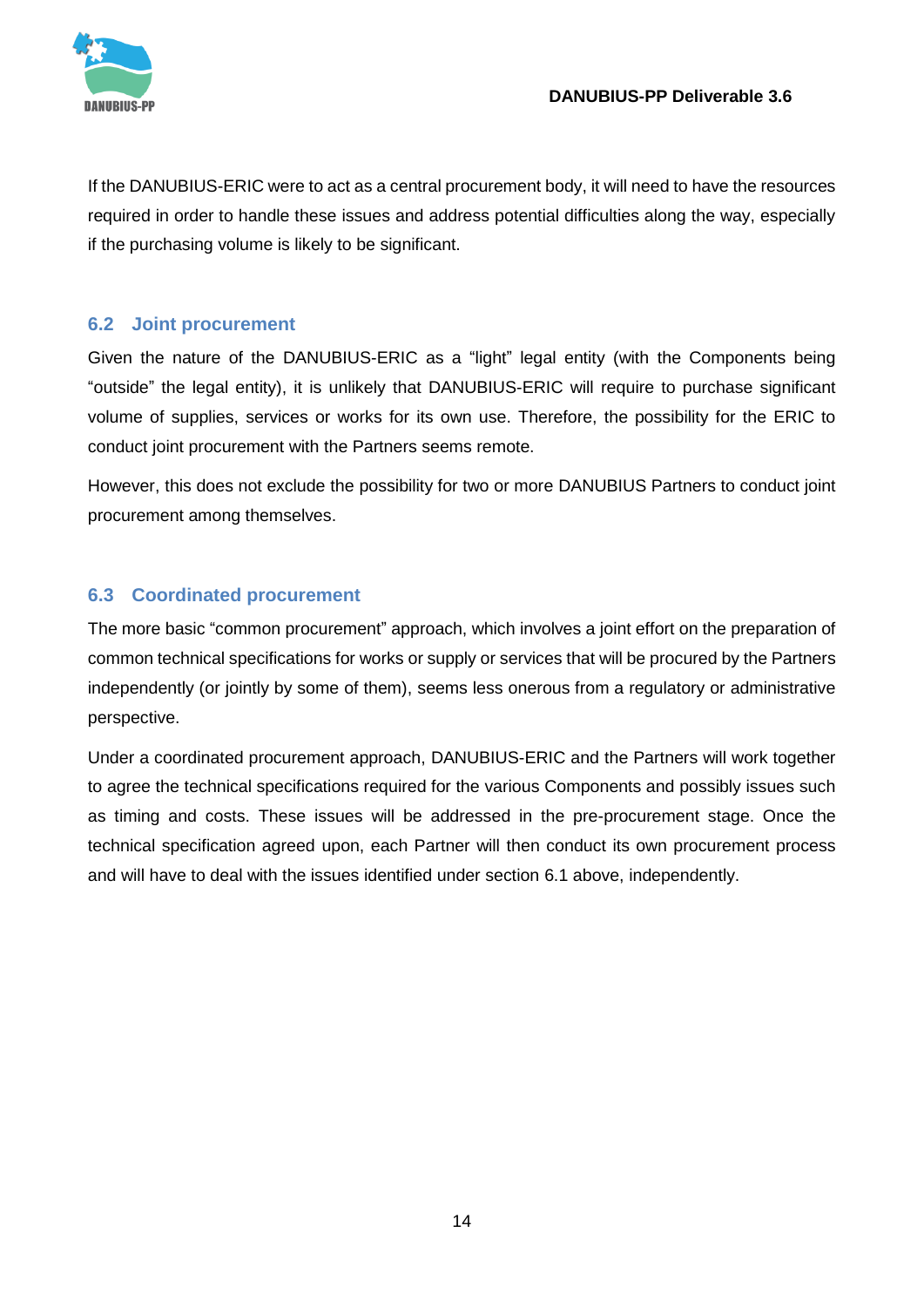If the DANUBIUS-ERIC were to act as a central procurement body, it will need to have the resources required in order to handle these issues and address potential difficulties along the way, especially if the purchasing volume is likely to be significant.

## 6.2 Joint procurement

Given the nature of the DANUBIUS-ERIC as a "light" legal entity (with the Components being "outside" the legal entity), it is unlikely that DANUBIUS-ERIC will require to purchase significant volume of supplies, services or works for its own use. Therefore, the possibility for the ERIC to conduct joint procurement with the Partners seems remote.

However, this does not exclude the possibility for two or more DANUBIUS Partners to conduct joint procurement among themselves.

## 6.3 Coordinated procurement

The more basic "common procurement" approach, which involves a joint effort on the preparation of common technical specifications for works or supply or services that will be procured by the Partners independently (or jointly by some of them), seems less onerous from a regulatory or administrative perspective.

Under a coordinated procurement approach, DANUBIUS-ERIC and the Partners will work together to agree the technical specifications required for the various Components and possibly issues such as timing and costs. These issues will be addressed in the pre-procurement stage. Once the technical specification agreed upon, each Partner will then conduct its own procurement process and will have to deal with the issues identified under section 6.1 above, independently.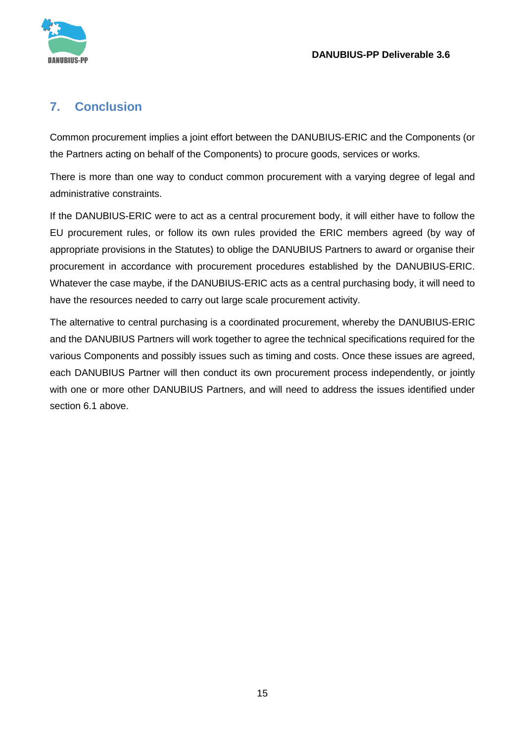## 7. Conclusion

Common procurement implies a joint effort between the DANUBIUS-ERIC and the Components (or the Partners acting on behalf of the Components) to procure goods, services or works.

There is more than one way to conduct common procurement with a varying degree of legal and administrative constraints.

If the DANUBIUS-ERIC were to act as a central procurement body, it will either have to follow the EU procurement rules, or follow its own rules provided the ERIC members agreed (by way of appropriate provisions in the Statutes) to oblige the DANUBIUS Partners to award or organise their procurement in accordance with procurement procedures established by the DANUBIUS-ERIC. Whatever the case maybe, if the DANUBIUS-ERIC acts as a central purchasing body, it will need to have the resources needed to carry out large scale procurement activity.

The alternative to central purchasing is a coordinated procurement, whereby the DANUBIUS-ERIC and the DANUBIUS Partners will work together to agree the technical specifications required for the various Components and possibly issues such as timing and costs. Once these issues are agreed, each DANUBIUS Partner will then conduct its own procurement process independently, or jointly with one or more other DANUBIUS Partners, and will need to address the issues identified under section 6.1 above.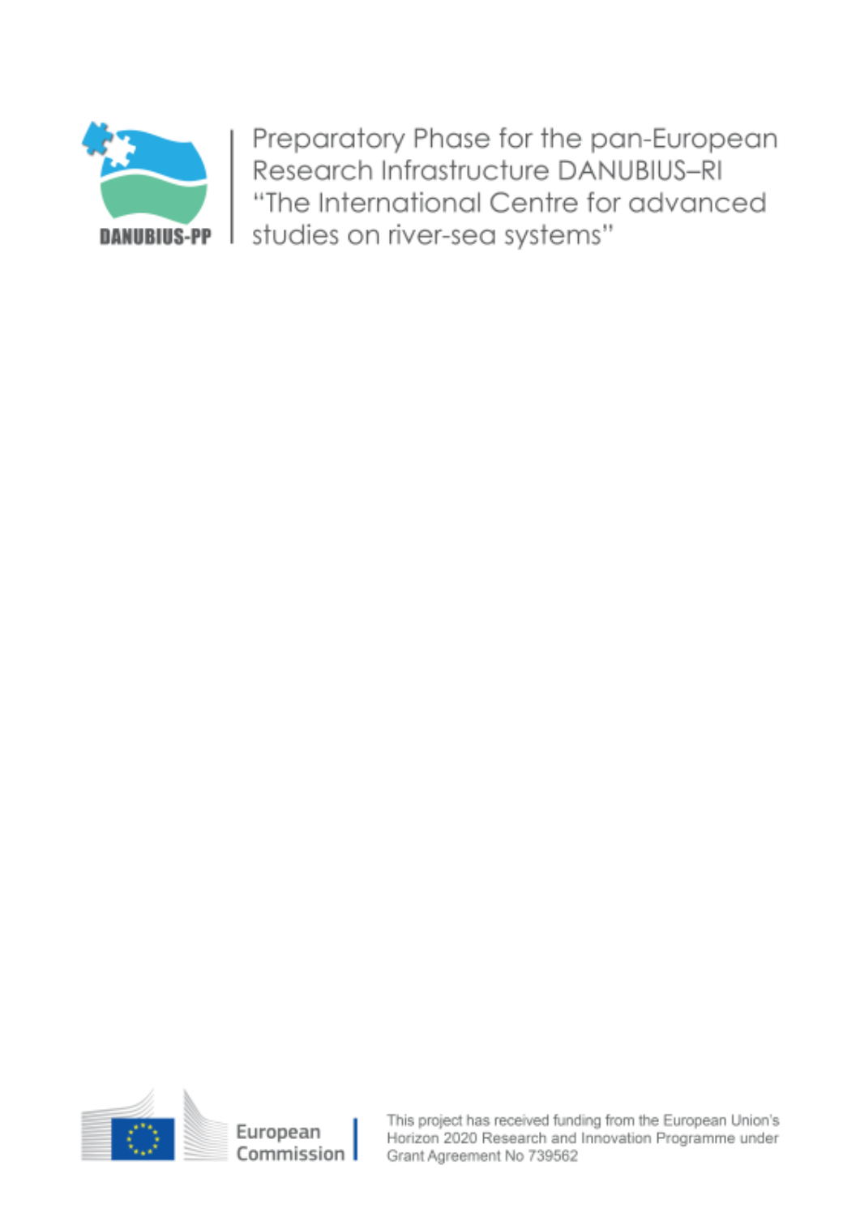DANUBIUS-PP

Preparatory Phase for the pan-European Research Infrastructure DANUBIUS–RI "The International Centre for advanced studies on river-sea systems"

European Commission

This project has received funding from the European Union's Horizon 2020 Research and Innovation Programme under Grant Agreement No 739562